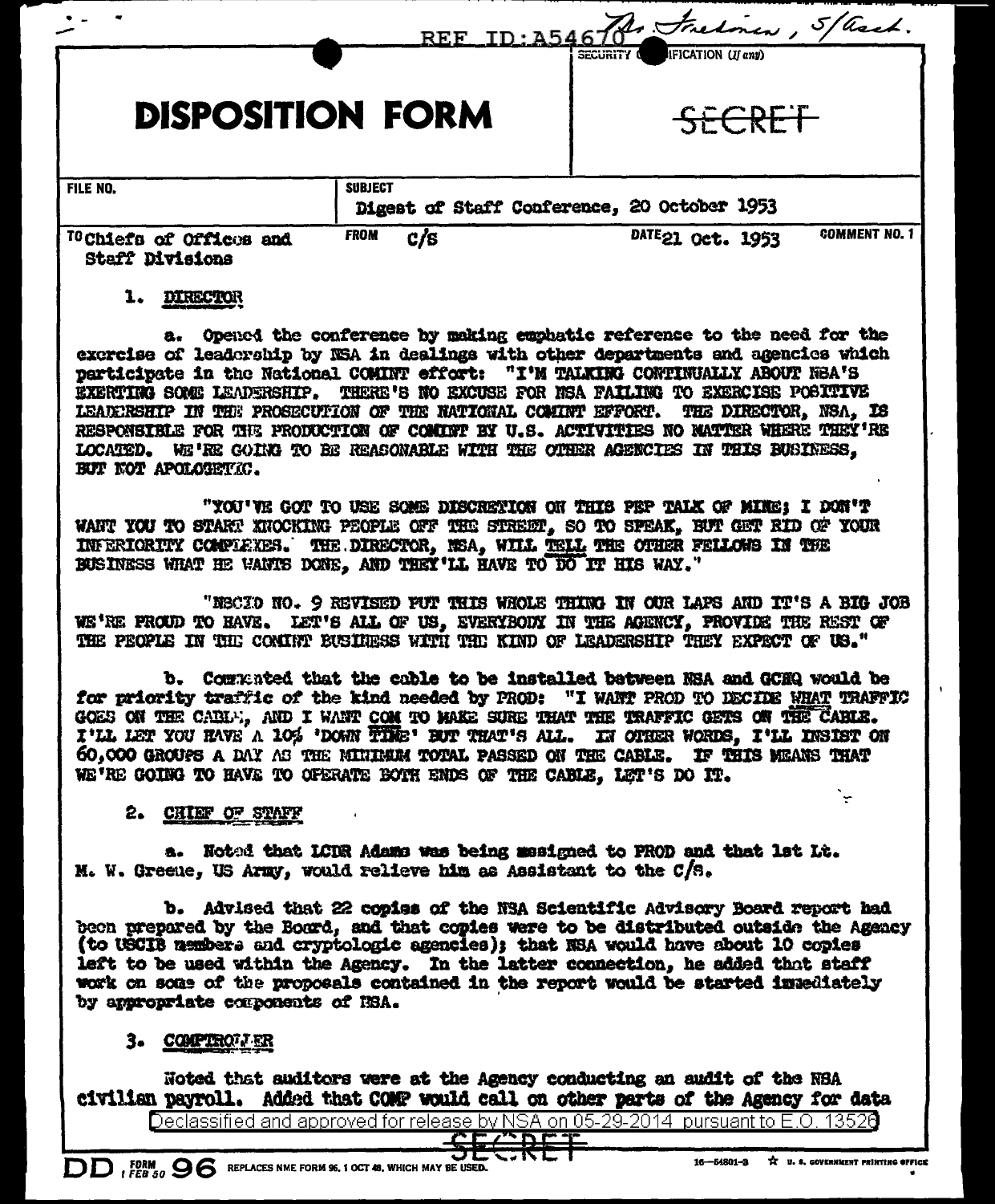REF ID:A54670 Mr. Friedman, S/Asst.

SECURITY CLASSIFICATION (If any)

# DISPOSITION FORM

~~SECRET~~

| FILE NO. | SUBJECT | | |
|---|---|---|---|
| | Digest of Staff Conference, 20 October 1953 | | |
| TO Chiefs of Offices and Staff Divisions | FROM C/S | DATE 21 Oct. 1953 | COMMENT NO. 1 |

1. DIRECTOR

a. Opened the conference by making emphatic reference to the need for the exercise of leadership by NSA in dealings with other departments and agencies which participate in the National COMINT effort: "I'M TALKING CONTINUALLY ABOUT NSA'S EXERTING SOME LEADERSHIP. THERE'S NO EXCUSE FOR NSA FAILING TO EXERCISE POSITIVE LEADERSHIP IN THE PROSECUTION OF THE NATIONAL COMINT EFFORT. THE DIRECTOR, NSA, IS RESPONSIBLE FOR THE PRODUCTION OF COMINT BY U.S. ACTIVITIES NO MATTER WHERE THEY'RE LOCATED. WE'RE GOING TO BE REASONABLE WITH THE OTHER AGENCIES IN THIS BUSINESS, BUT NOT APOLOGETIC.

"YOU'VE GOT TO USE SOME DISCRETION ON THIS PEP TALK OF MINE; I DON'T WANT YOU TO START KNOCKING PEOPLE OFF THE STREET, SO TO SPEAK, BUT GET RID OF YOUR INFERIORITY COMPLEXES. THE DIRECTOR, NSA, WILL TELL THE OTHER FELLOWS IN THE BUSINESS WHAT HE WANTS DONE, AND THEY'LL HAVE TO DO IT HIS WAY."

"NSCID NO. 9 REVISED PUT THIS WHOLE THING IN OUR LAPS AND IT'S A BIG JOB WE'RE PROUD TO HAVE. LET'S ALL OF US, EVERYBODY IN THE AGENCY, PROVIDE THE REST OF THE PEOPLE IN THE COMINT BUSINESS WITH THE KIND OF LEADERSHIP THEY EXPECT OF US."

b. Commented that the cable to be installed between NSA and GCHQ would be for priority traffic of the kind needed by PROD: "I WANT PROD TO DECIDE WHAT TRAFFIC GOES ON THE CABLE, AND I WANT COM TO MAKE SURE THAT THE TRAFFIC GETS ON THE CABLE. I'LL LET YOU HAVE A 10% 'DOWN TIME' BUT THAT'S ALL. IN OTHER WORDS, I'LL INSIST ON 60,000 GROUPS A DAY AS THE MINIMUM TOTAL PASSED ON THE CABLE. IF THIS MEANS THAT WE'RE GOING TO HAVE TO OPERATE BOTH ENDS OF THE CABLE, LET'S DO IT.

2. CHIEF OF STAFF

a. Noted that LCDR Adams was being assigned to PROD and that 1st Lt. M. W. Greene, US Army, would relieve him as Assistant to the C/S.

b. Advised that 22 copies of the NSA Scientific Advisory Board report had been prepared by the Board, and that copies were to be distributed outside the Agency (to USCIB members and cryptologic agencies); that NSA would have about 10 copies left to be used within the Agency. In the latter connection, he added that staff work on some of the proposals contained in the report would be started immediately by appropriate components of NSA.

3. COMPTROLLER

Noted that auditors were at the Agency conducting an audit of the NSA civilian payroll. Added that COMP would call on other parts of the Agency for data

Declassified and approved for release by NSA on 05-29-2014 pursuant to E.O. 13526

~~SECRET~~

DD FORM 1 FEB 50 96 REPLACES NME FORM 96, 1 OCT 48, WHICH MAY BE USED.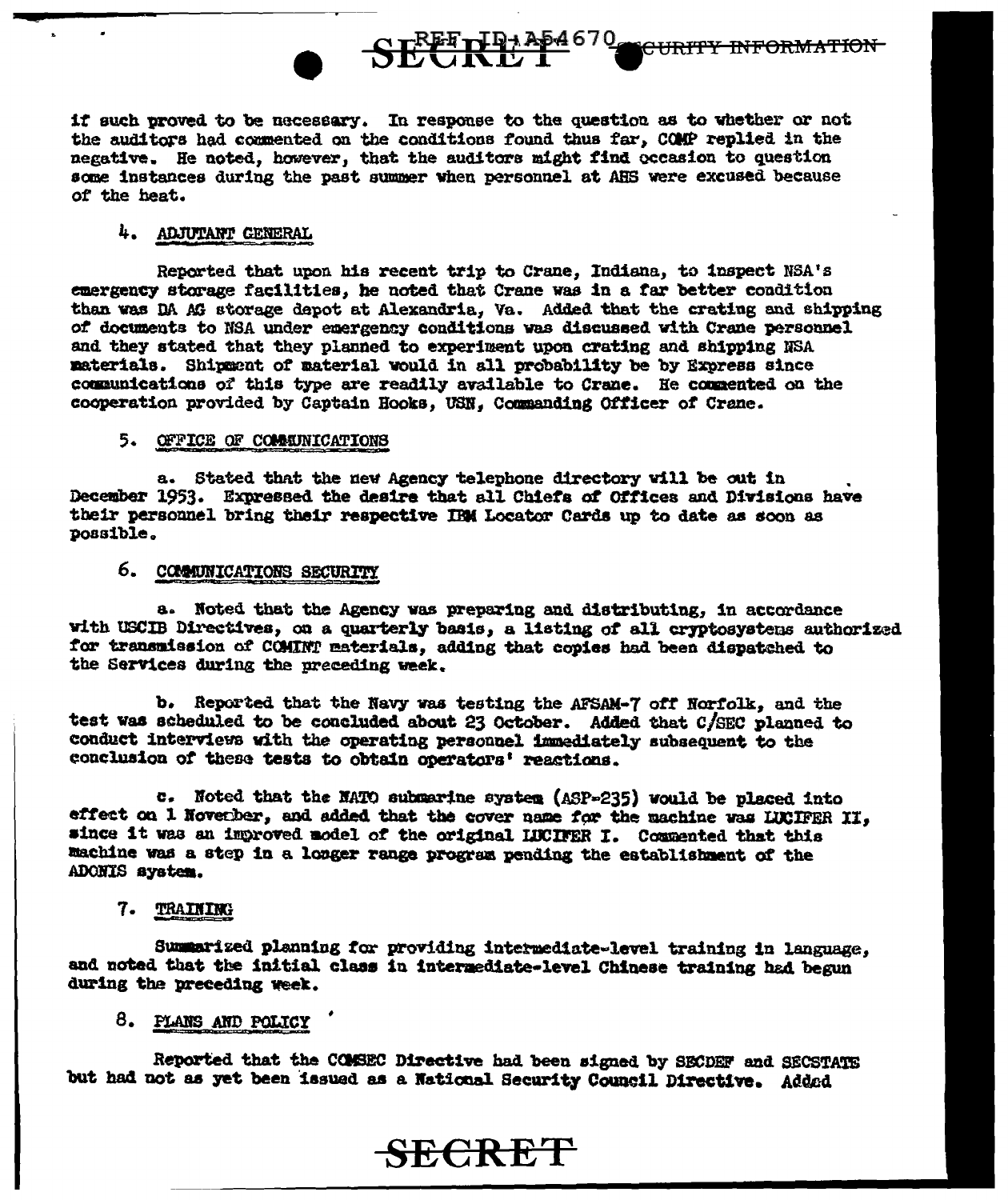if such proved to be necessary. In response to the question as to whether or not the auditors had commented on the conditions found thus far, COMP replied in the negative. He noted, however, that the auditors might find occasion to question some instances during the past summer when personnel at AHS were excused because of the heat.

4. ADJUTANT GENERAL

Reported that upon his recent trip to Crane, Indiana, to inspect NSA's emergency storage facilities, he noted that Crane was in a far better condition than was DA AG storage depot at Alexandria, Va. Added that the crating and shipping of documents to NSA under emergency conditions was discussed with Crane personnel and they stated that they planned to experiment upon crating and shipping NSA materials. Shipment of material would in all probability be by Express since communications of this type are readily available to Crane. He commented on the cooperation provided by Captain Hooks, USN, Commanding Officer of Crane.

5. OFFICE OF COMMUNICATIONS

a. Stated that the new Agency telephone directory will be out in December 1953. Expressed the desire that all Chiefs of Offices and Divisions have their personnel bring their respective IBM Locator Cards up to date as soon as possible.

6. COMMUNICATIONS SECURITY

a. Noted that the Agency was preparing and distributing, in accordance with USCIB Directives, on a quarterly basis, a listing of all cryptosystems authorized for transmission of COMINT materials, adding that copies had been dispatched to the Services during the preceding week.

b. Reported that the Navy was testing the AFSAM-7 off Norfolk, and the test was scheduled to be concluded about 23 October. Added that C/SEC planned to conduct interviews with the operating personnel immediately subsequent to the conclusion of these tests to obtain operators' reactions.

c. Noted that the NATO submarine system (ASP-235) would be placed into effect on 1 November, and added that the cover name for the machine was LUCIFER II, since it was an improved model of the original LUCIFER I. Commented that this machine was a step in a longer range program pending the establishment of the ADONIS system.

7. TRAINING

Summarized planning for providing intermediate-level training in language, and noted that the initial class in intermediate-level Chinese training had begun during the preceding week.

8. PLANS AND POLICY

Reported that the COMSEC Directive had been signed by SECDEF and SECSTATE but had not as yet been issued as a National Security Council Directive. Added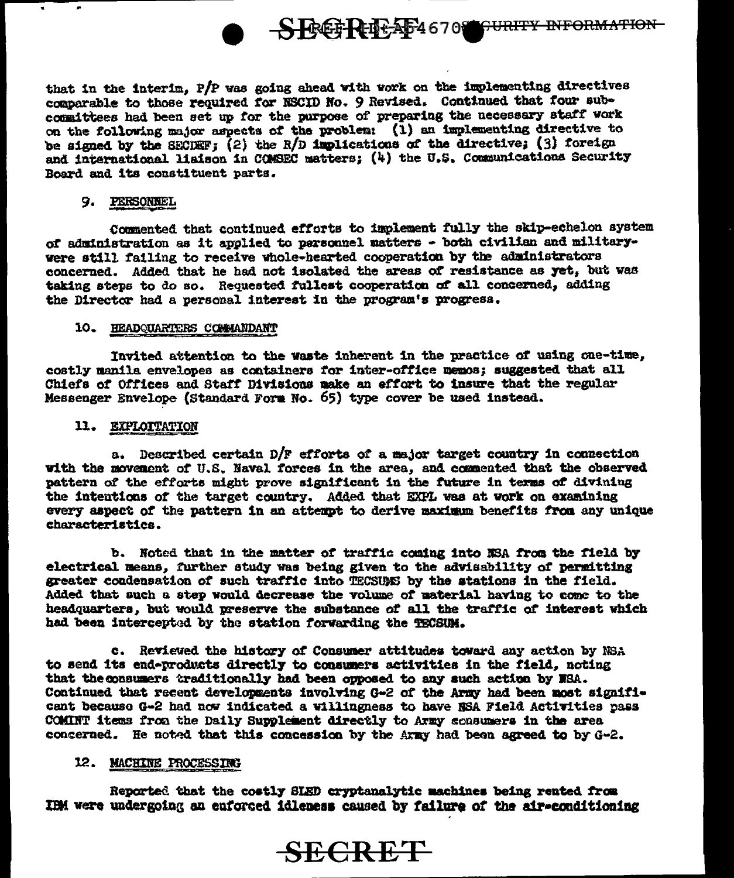that in the interim, P/P was going ahead with work on the implementing directives comparable to those required for NSCID No. 9 Revised. Continued that four subcommittees had been set up for the purpose of preparing the necessary staff work on the following major aspects of the problem: (1) an implementing directive to be signed by the SECDEF; (2) the R/D implications of the directive; (3) foreign and international liaison in COMSEC matters; (4) the U.S. Communications Security Board and its constituent parts.

## 9. PERSONNEL

Commented that continued efforts to implement fully the skip-echelon system of administration as it applied to personnel matters - both civilian and military - were still failing to receive whole-hearted cooperation by the administrators concerned. Added that he had not isolated the areas of resistance as yet, but was taking steps to do so. Requested fullest cooperation of all concerned, adding the Director had a personal interest in the program's progress.

## 10. HEADQUARTERS COMMANDANT

Invited attention to the waste inherent in the practice of using one-time, costly manila envelopes as containers for inter-office memos; suggested that all Chiefs of Offices and Staff Divisions make an effort to insure that the regular Messenger Envelope (Standard Form No. 65) type cover be used instead.

## 11. EXPLOITATION

a. Described certain D/F efforts of a major target country in connection with the movement of U.S. Naval forces in the area, and commented that the observed pattern of the efforts might prove significant in the future in terms of divining the intentions of the target country. Added that EXPL was at work on examining every aspect of the pattern in an attempt to derive maximum benefits from any unique characteristics.

b. Noted that in the matter of traffic coming into NSA from the field by electrical means, further study was being given to the advisability of permitting greater condensation of such traffic into TECSUMS by the stations in the field. Added that such a step would decrease the volume of material having to come to the headquarters, but would preserve the substance of all the traffic of interest which had been intercepted by the station forwarding the TECSUM.

c. Reviewed the history of Consumer attitudes toward any action by NSA to send its end-products directly to consumers activities in the field, noting that the consumers traditionally had been opposed to any such action by NSA. Continued that recent developments involving G-2 of the Army had been most significant because G-2 had now indicated a willingness to have NSA Field Activities pass COMINT items from the Daily Supplement directly to Army consumers in the area concerned. He noted that this concession by the Army had been agreed to by G-2.

## 12. MACHINE PROCESSING

Reported that the costly SLED cryptanalytic machines being rented from IBM were undergoing an enforced idleness caused by failure of the air-conditioning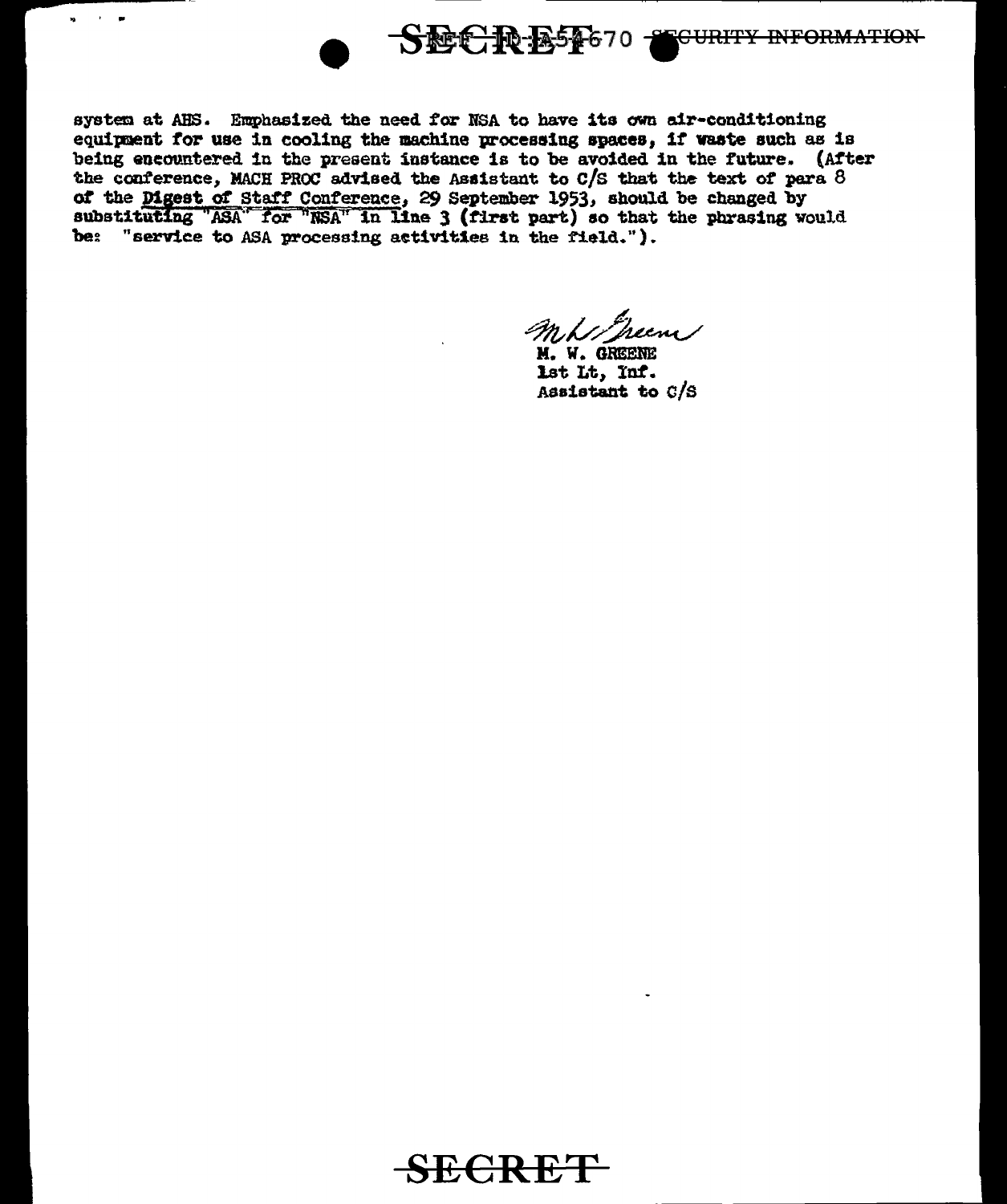system at AHS. Emphasized the need for NSA to have its own air-conditioning equipment for use in cooling the machine processing spaces, if waste such as is being encountered in the present instance is to be avoided in the future. (After the conference, MACH PROC advised the Assistant to C/S that the text of para 8 of the Digest of Staff Conference, 29 September 1953, should be changed by substituting "ASA" for "NSA" in line 3 (first part) so that the phrasing would be: "service to ASA processing activities in the field.").

M. W. GREENE
1st Lt, Inf.
Assistant to C/S